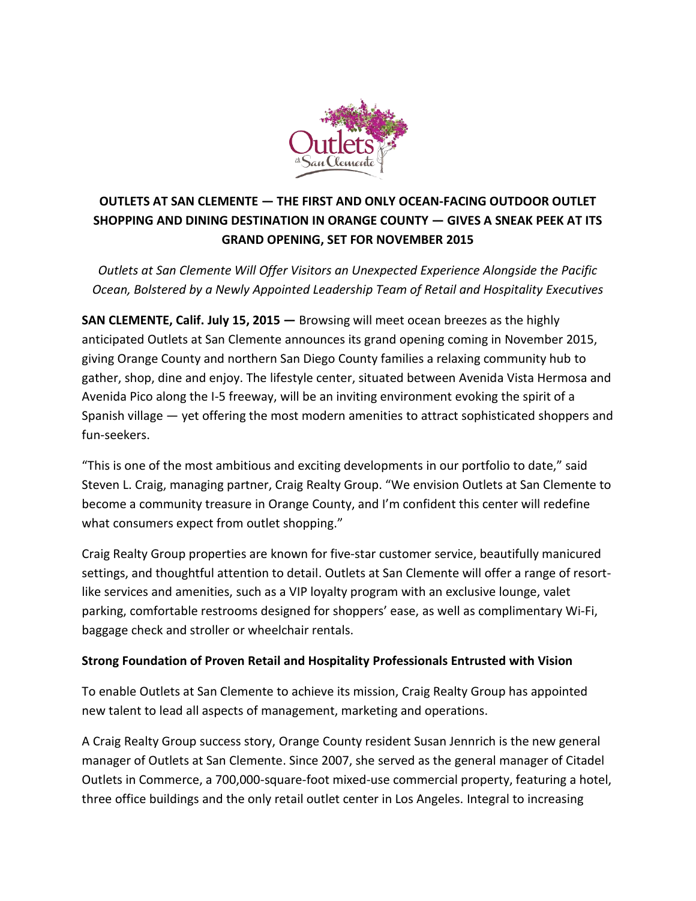# OUTLETS AT SAN CLEMENTE — THE FIRST AND ONLY OCEAN-FACING OUTDOOR OUTLET SHOPPING AND DINING DESTINATION IN ORANGE COUNTY — GIVES A SNEAK PEEK AT ITS GRAND OPENING, SET FOR NOVEMBER 2015

*Outlets at San Clemente Will Offer Visitors an Unexpected Experience Alongside the Pacific Ocean, Bolstered by a Newly Appointed Leadership Team of Retail and Hospitality Executives*

**SAN CLEMENTE, Calif. July 15, 2015 —** Browsing will meet ocean breezes as the highly anticipated Outlets at San Clemente announces its grand opening coming in November 2015, giving Orange County and northern San Diego County families a relaxing community hub to gather, shop, dine and enjoy. The lifestyle center, situated between Avenida Vista Hermosa and Avenida Pico along the I-5 freeway, will be an inviting environment evoking the spirit of a Spanish village — yet offering the most modern amenities to attract sophisticated shoppers and fun-seekers.

"This is one of the most ambitious and exciting developments in our portfolio to date," said Steven L. Craig, managing partner, Craig Realty Group. "We envision Outlets at San Clemente to become a community treasure in Orange County, and I'm confident this center will redefine what consumers expect from outlet shopping."

Craig Realty Group properties are known for five-star customer service, beautifully manicured settings, and thoughtful attention to detail. Outlets at San Clemente will offer a range of resort-like services and amenities, such as a VIP loyalty program with an exclusive lounge, valet parking, comfortable restrooms designed for shoppers' ease, as well as complimentary Wi-Fi, baggage check and stroller or wheelchair rentals.

## Strong Foundation of Proven Retail and Hospitality Professionals Entrusted with Vision

To enable Outlets at San Clemente to achieve its mission, Craig Realty Group has appointed new talent to lead all aspects of management, marketing and operations.

A Craig Realty Group success story, Orange County resident Susan Jennrich is the new general manager of Outlets at San Clemente. Since 2007, she served as the general manager of Citadel Outlets in Commerce, a 700,000-square-foot mixed-use commercial property, featuring a hotel, three office buildings and the only retail outlet center in Los Angeles. Integral to increasing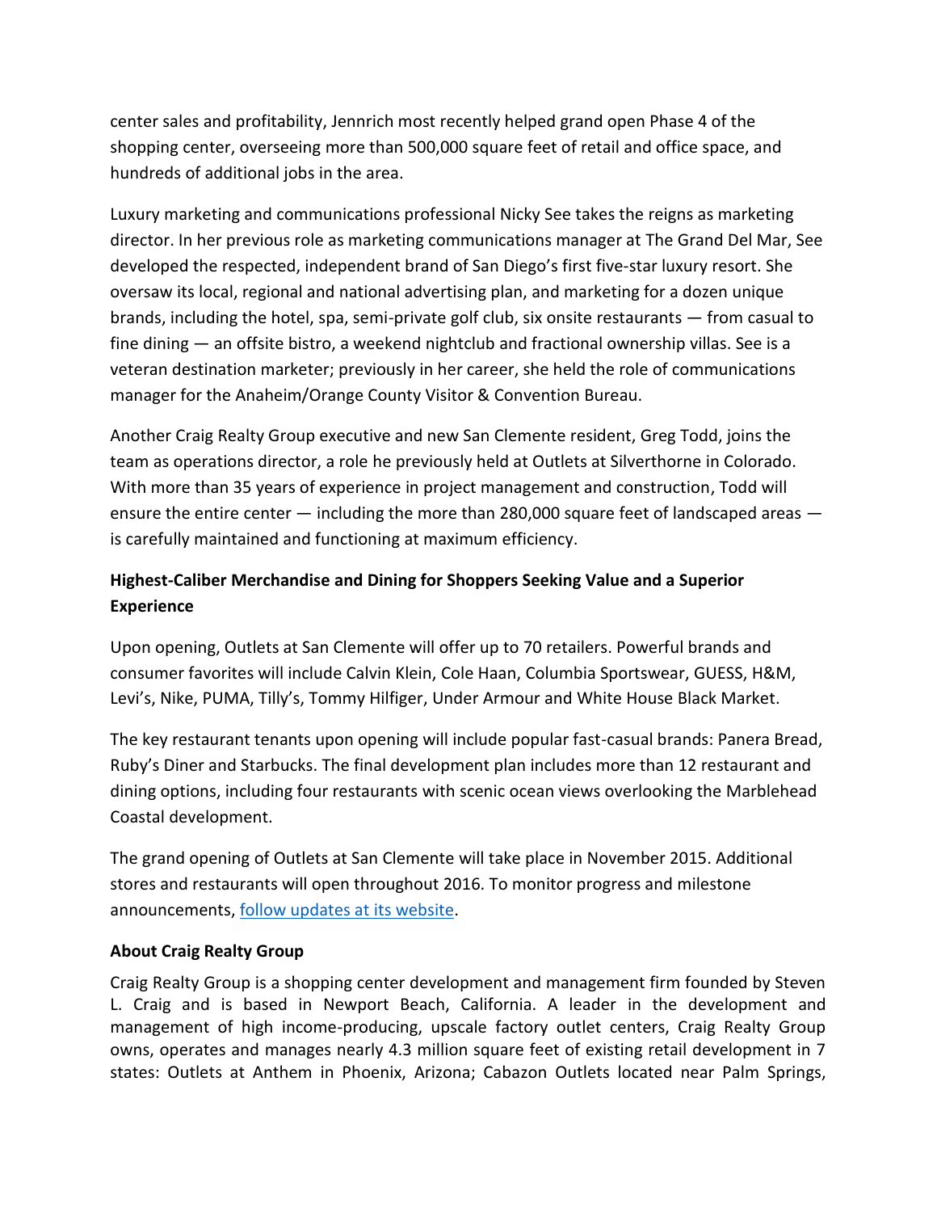center sales and profitability, Jennrich most recently helped grand open Phase 4 of the shopping center, overseeing more than 500,000 square feet of retail and office space, and hundreds of additional jobs in the area.

Luxury marketing and communications professional Nicky See takes the reigns as marketing director. In her previous role as marketing communications manager at The Grand Del Mar, See developed the respected, independent brand of San Diego's first five-star luxury resort. She oversaw its local, regional and national advertising plan, and marketing for a dozen unique brands, including the hotel, spa, semi-private golf club, six onsite restaurants — from casual to fine dining — an offsite bistro, a weekend nightclub and fractional ownership villas. See is a veteran destination marketer; previously in her career, she held the role of communications manager for the Anaheim/Orange County Visitor & Convention Bureau.

Another Craig Realty Group executive and new San Clemente resident, Greg Todd, joins the team as operations director, a role he previously held at Outlets at Silverthorne in Colorado. With more than 35 years of experience in project management and construction, Todd will ensure the entire center — including the more than 280,000 square feet of landscaped areas — is carefully maintained and functioning at maximum efficiency.

**Highest-Caliber Merchandise and Dining for Shoppers Seeking Value and a Superior Experience**

Upon opening, Outlets at San Clemente will offer up to 70 retailers. Powerful brands and consumer favorites will include Calvin Klein, Cole Haan, Columbia Sportswear, GUESS, H&M, Levi's, Nike, PUMA, Tilly's, Tommy Hilfiger, Under Armour and White House Black Market.

The key restaurant tenants upon opening will include popular fast-casual brands: Panera Bread, Ruby's Diner and Starbucks. The final development plan includes more than 12 restaurant and dining options, including four restaurants with scenic ocean views overlooking the Marblehead Coastal development.

The grand opening of Outlets at San Clemente will take place in November 2015. Additional stores and restaurants will open throughout 2016. To monitor progress and milestone announcements, follow updates at its website.

**About Craig Realty Group**

Craig Realty Group is a shopping center development and management firm founded by Steven L. Craig and is based in Newport Beach, California. A leader in the development and management of high income-producing, upscale factory outlet centers, Craig Realty Group owns, operates and manages nearly 4.3 million square feet of existing retail development in 7 states: Outlets at Anthem in Phoenix, Arizona; Cabazon Outlets located near Palm Springs,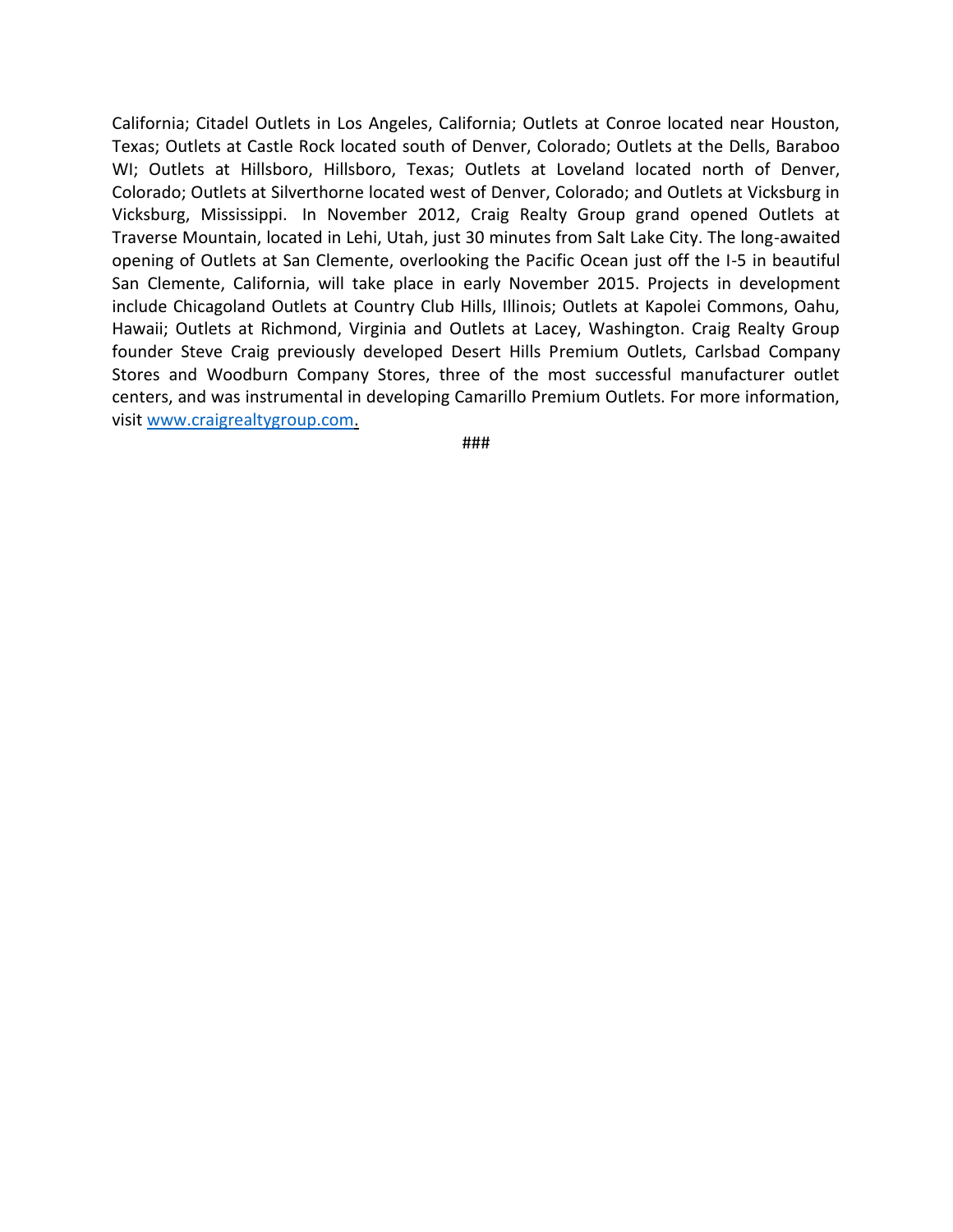California; Citadel Outlets in Los Angeles, California; Outlets at Conroe located near Houston, Texas; Outlets at Castle Rock located south of Denver, Colorado; Outlets at the Dells, Baraboo WI; Outlets at Hillsboro, Hillsboro, Texas; Outlets at Loveland located north of Denver, Colorado; Outlets at Silverthorne located west of Denver, Colorado; and Outlets at Vicksburg in Vicksburg, Mississippi. In November 2012, Craig Realty Group grand opened Outlets at Traverse Mountain, located in Lehi, Utah, just 30 minutes from Salt Lake City. The long-awaited opening of Outlets at San Clemente, overlooking the Pacific Ocean just off the I-5 in beautiful San Clemente, California, will take place in early November 2015. Projects in development include Chicagoland Outlets at Country Club Hills, Illinois; Outlets at Kapolei Commons, Oahu, Hawaii; Outlets at Richmond, Virginia and Outlets at Lacey, Washington. Craig Realty Group founder Steve Craig previously developed Desert Hills Premium Outlets, Carlsbad Company Stores and Woodburn Company Stores, three of the most successful manufacturer outlet centers, and was instrumental in developing Camarillo Premium Outlets. For more information, visit www.craigrealtygroup.com.

###